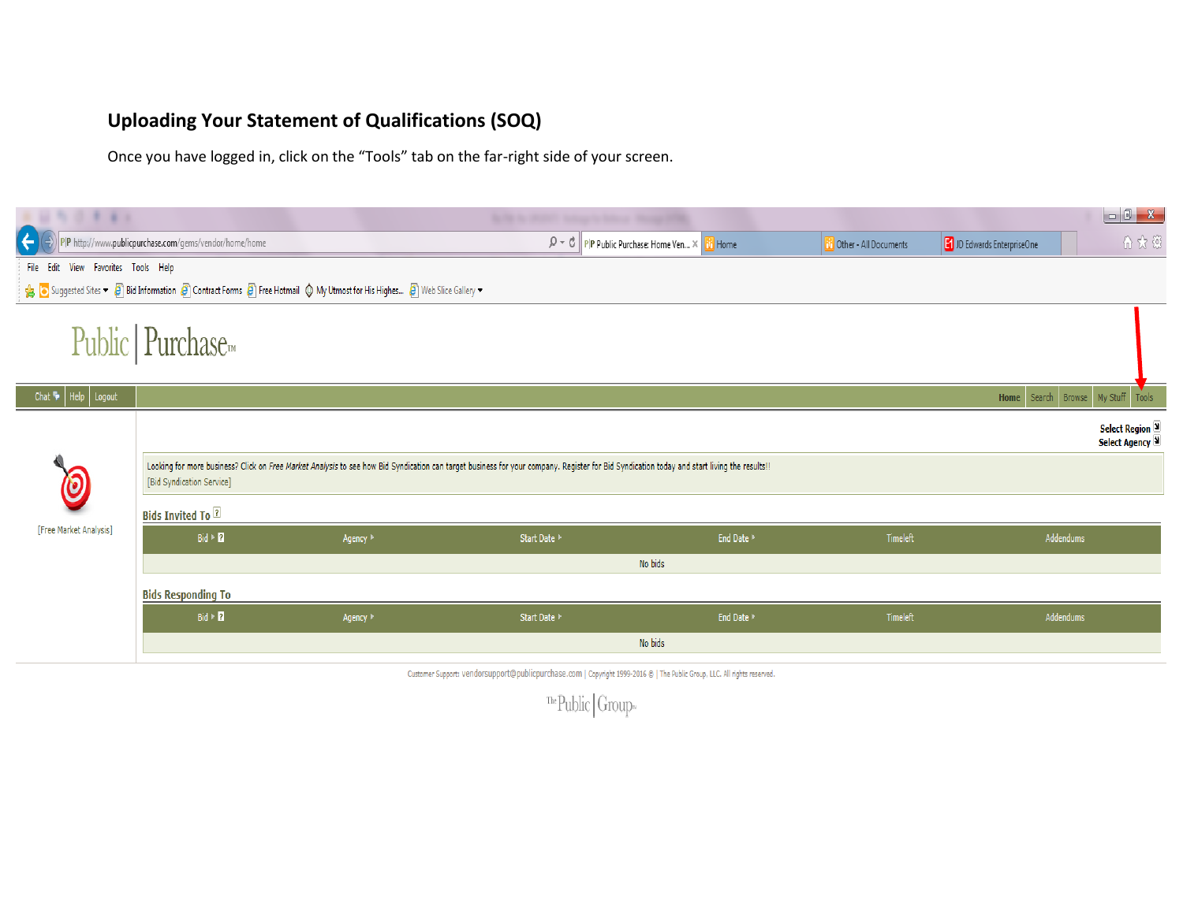## Uploading Your Statement of Qualifications (SOQ)

Once you have logged in, click on the "Tools" tab on the far-right side of your screen.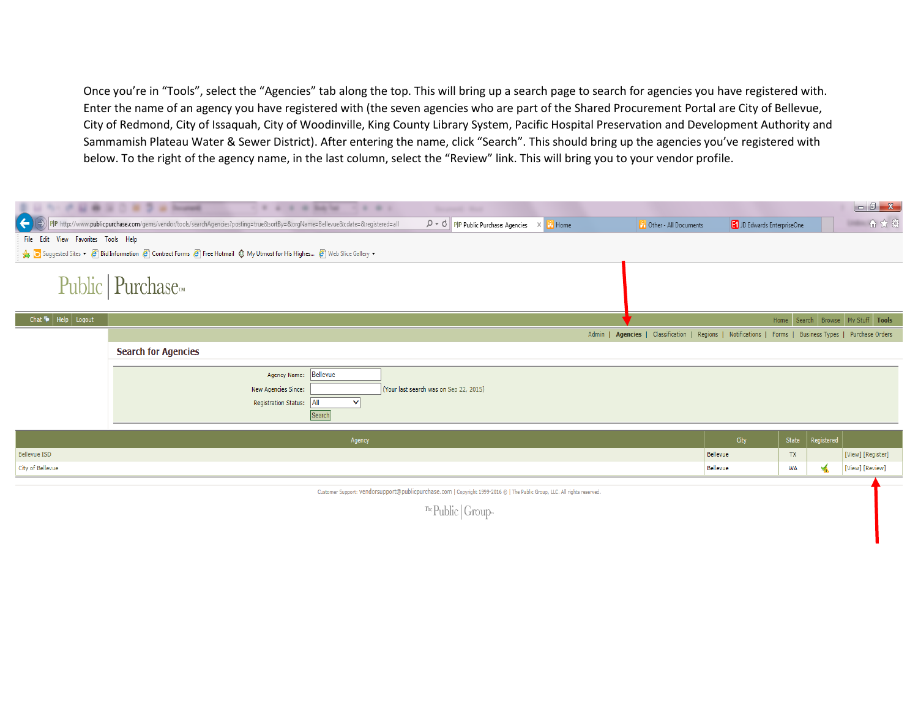Once you're in "Tools", select the "Agencies" tab along the top. This will bring up a search page to search for agencies you have registered with. Enter the name of an agency you have registered with (the seven agencies who are part of the Shared Procurement Portal are City of Bellevue, City of Redmond, City of Issaquah, City of Woodinville, King County Library System, Pacific Hospital Preservation and Development Authority and Sammamish Plateau Water & Sewer District). After entering the name, click "Search". This should bring up the agencies you've registered with below. To the right of the agency name, in the last column, select the "Review" link. This will bring you to your vendor profile.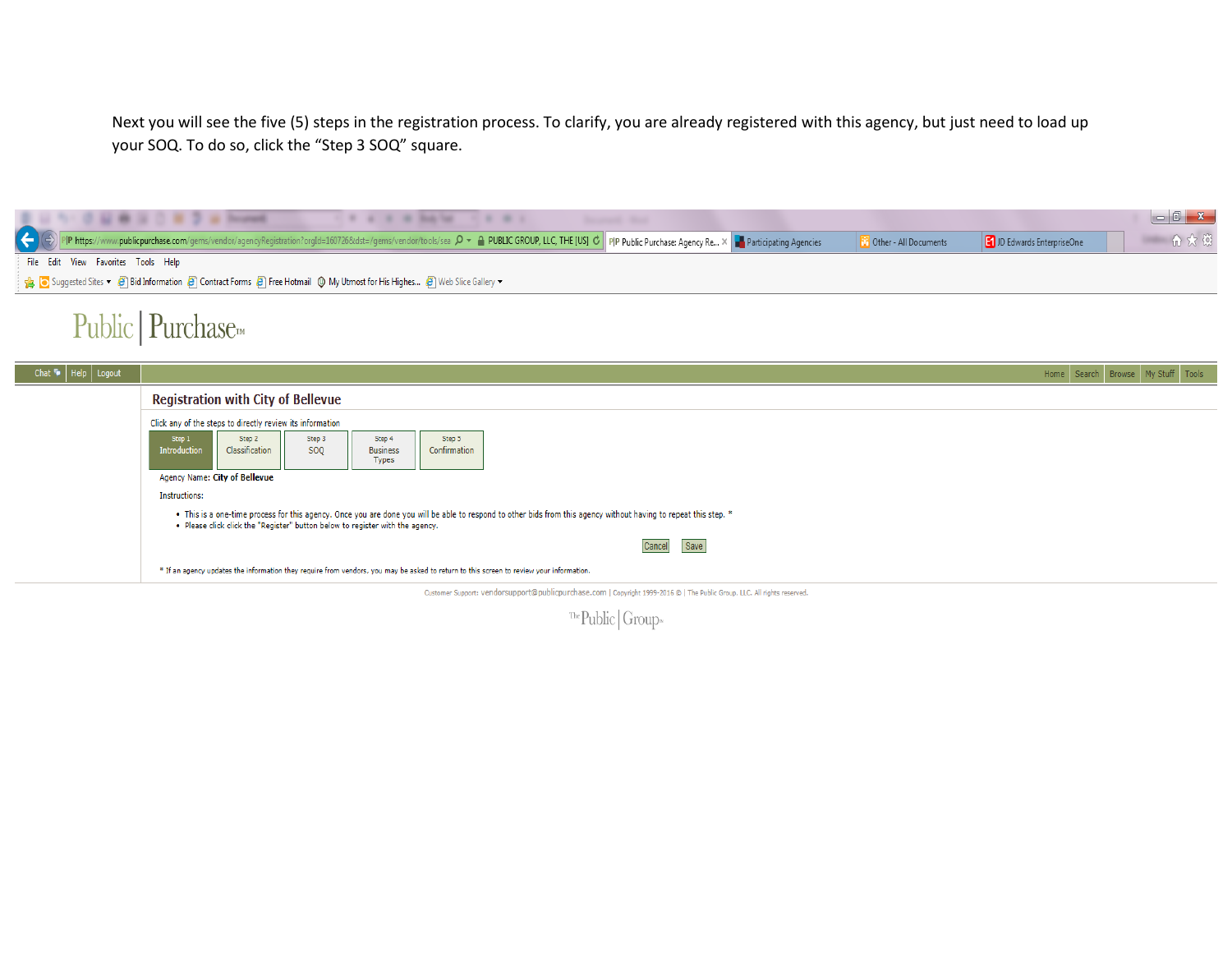Next you will see the five (5) steps in the registration process. To clarify, you are already registered with this agency, but just need to load up your SOQ. To do so, click the "Step 3 SOQ" square.

## Registration with City of Bellevue

Click any of the steps to directly review its information

| Step 1 Introduction | Step 2 Classification | Step 3 SOQ | Step 4 Business Types | Step 5 Confirmation |
|---|---|---|---|---|

Agency Name: **City of Bellevue**

Instructions:

- This is a one-time process for this agency. Once you are done you will be able to respond to other bids from this agency without having to repeat this step. *
- Please click click the "Register" button below to register with the agency.

Cancel Save

* If an agency updates the information they require from vendors, you may be asked to return to this screen to review your information.

Customer Support: vendorsupport@publicpurchase.com | Copyright 1999-2016 © | The Public Group, LLC. All rights reserved.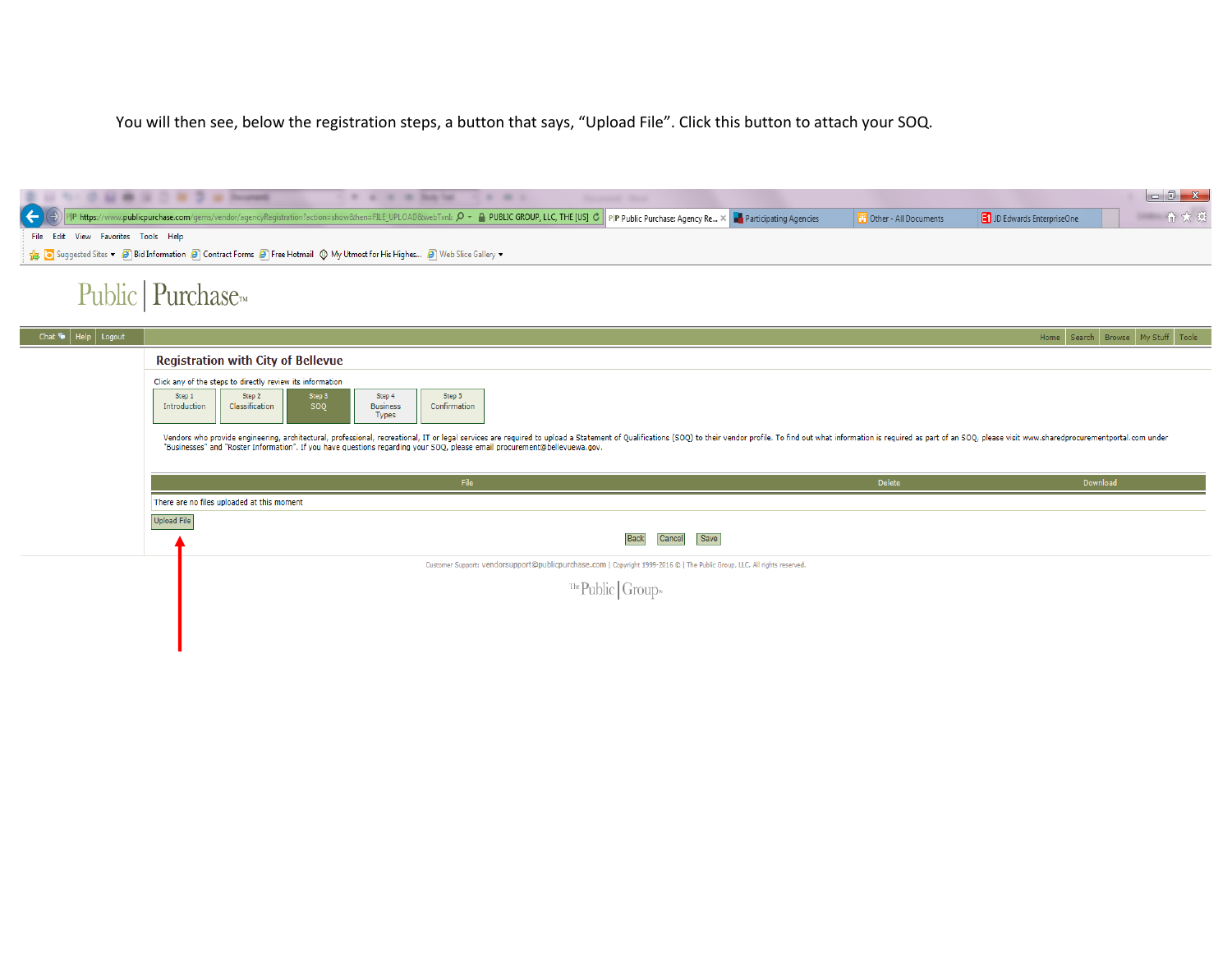You will then see, below the registration steps, a button that says, “Upload File”. Click this button to attach your SOQ.

Public | Purchase™

Chat | Help | Logout

Home | Search | Browse | My Stuff | Tools

## Registration with City of Bellevue

Click any of the steps to directly review its information

Step 1 Introduction | Step 2 Classification | Step 3 SOQ | Step 4 Business Types | Step 5 Confirmation

Vendors who provide engineering, architectural, professional, recreational, IT or legal services are required to upload a Statement of Qualifications (SOQ) to their vendor profile. To find out what information is required as part of an SOQ, please visit www.sharedprocurementportal.com under "Businesses" and "Roster Information". If you have questions regarding your SOQ, please email procurement@bellevuewa.gov.

| File | Delete | Download |
| --- | --- | --- |
| There are no files uploaded at this moment | | |

Upload File

Back Cancel Save

Customer Support: vendorsupport@publicpurchase.com | Copyright 1999-2016 © | The Public Group, LLC. All rights reserved.

The Public | Group™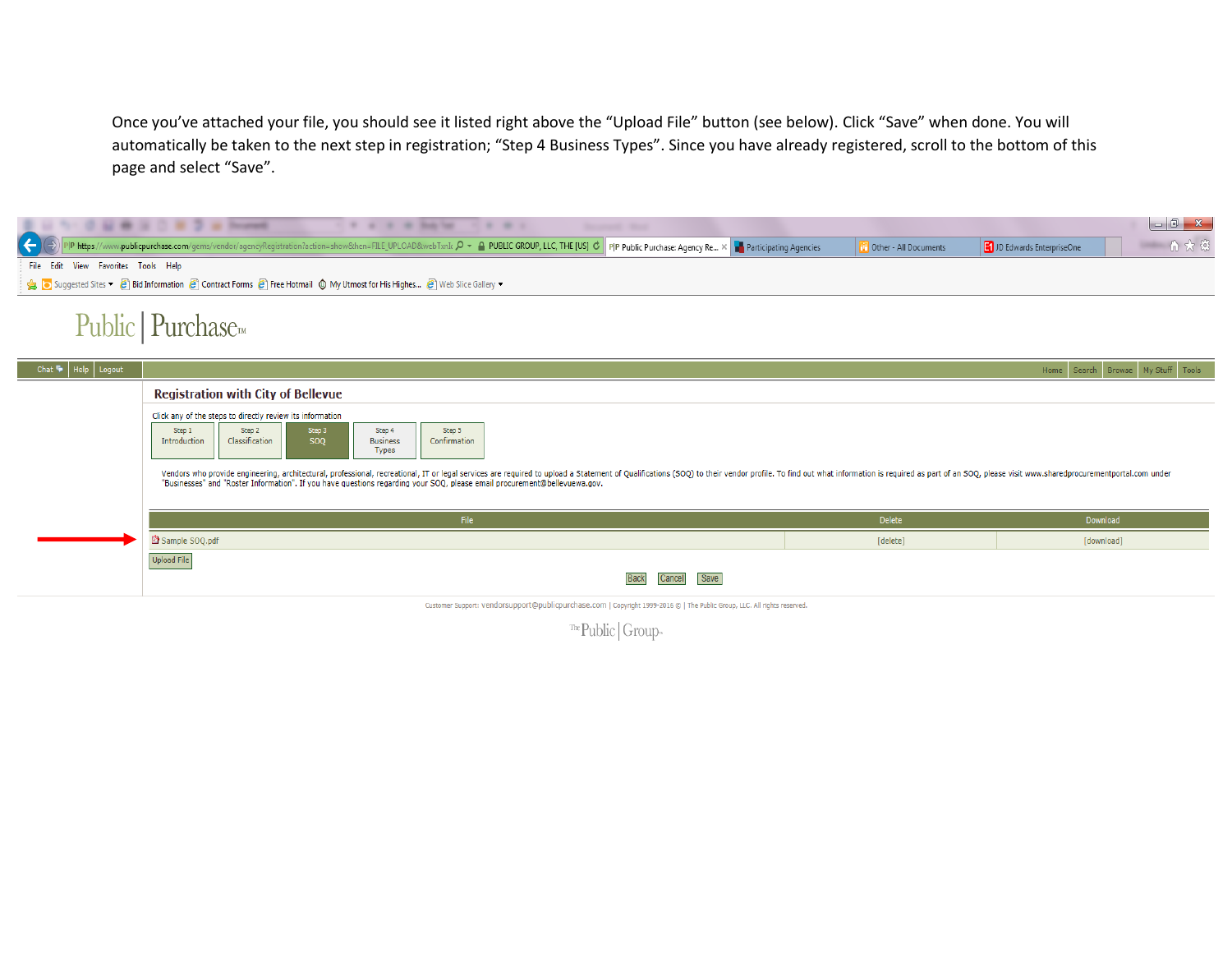Once you've attached your file, you should see it listed right above the "Upload File" button (see below). Click "Save" when done. You will automatically be taken to the next step in registration; "Step 4 Business Types". Since you have already registered, scroll to the bottom of this page and select "Save".

Registration with City of Bellevue

Click any of the steps to directly review its information

Step 1 Introduction | Step 2 Classification | Step 3 SOQ | Step 4 Business Types | Step 5 Confirmation

Vendors who provide engineering, architectural, professional, recreational, IT or legal services are required to upload a Statement of Qualifications (SOQ) to their vendor profile. To find out what information is required as part of an SOQ, please visit www.sharedprocurementportal.com under "Businesses" and "Roster Information". If you have questions regarding your SOQ, please email procurement@bellevuewa.gov.

| File | Delete | Download |
| --- | --- | --- |
| Sample SOQ.pdf | [delete] | [download] |

Upload File

Back Cancel Save

Customer Support: vendorsupport@publicpurchase.com | Copyright 1999-2016 © | The Public Group, LLC. All rights reserved.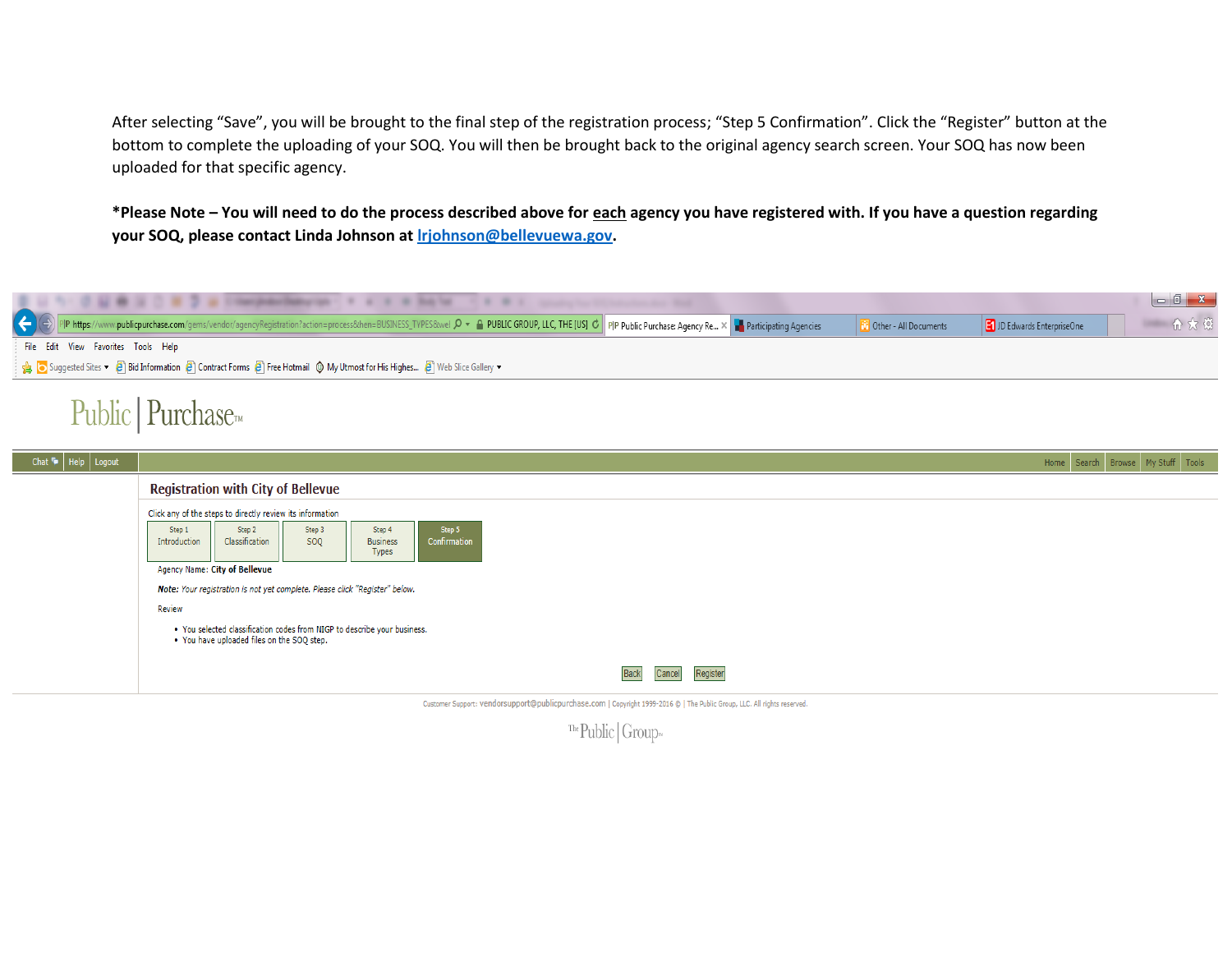After selecting "Save", you will be brought to the final step of the registration process; "Step 5 Confirmation". Click the "Register" button at the bottom to complete the uploading of your SOQ. You will then be brought back to the original agency search screen. Your SOQ has now been uploaded for that specific agency.

**\*Please Note – You will need to do the process described above for each agency you have registered with. If you have a question regarding your SOQ, please contact Linda Johnson at lrjohnson@bellevuewa.gov.**

Public | Purchase™

Chat | Help | Logout

Home | Search | Browse | My Stuff | Tools

## Registration with City of Bellevue

Click any of the steps to directly review its information

Step 1 Introduction | Step 2 Classification | Step 3 SOQ | Step 4 Business Types | Step 5 Confirmation

Agency Name: **City of Bellevue**

**Note:** *Your registration is not yet complete. Please click "Register" below.*

Review

- You selected classification codes from NIGP to describe your business.
- You have uploaded files on the SOQ step.

Back | Cancel | Register

Customer Support: vendorsupport@publicpurchase.com | Copyright 1999-2016 © | The Public Group, LLC. All rights reserved.

The Public | Group™